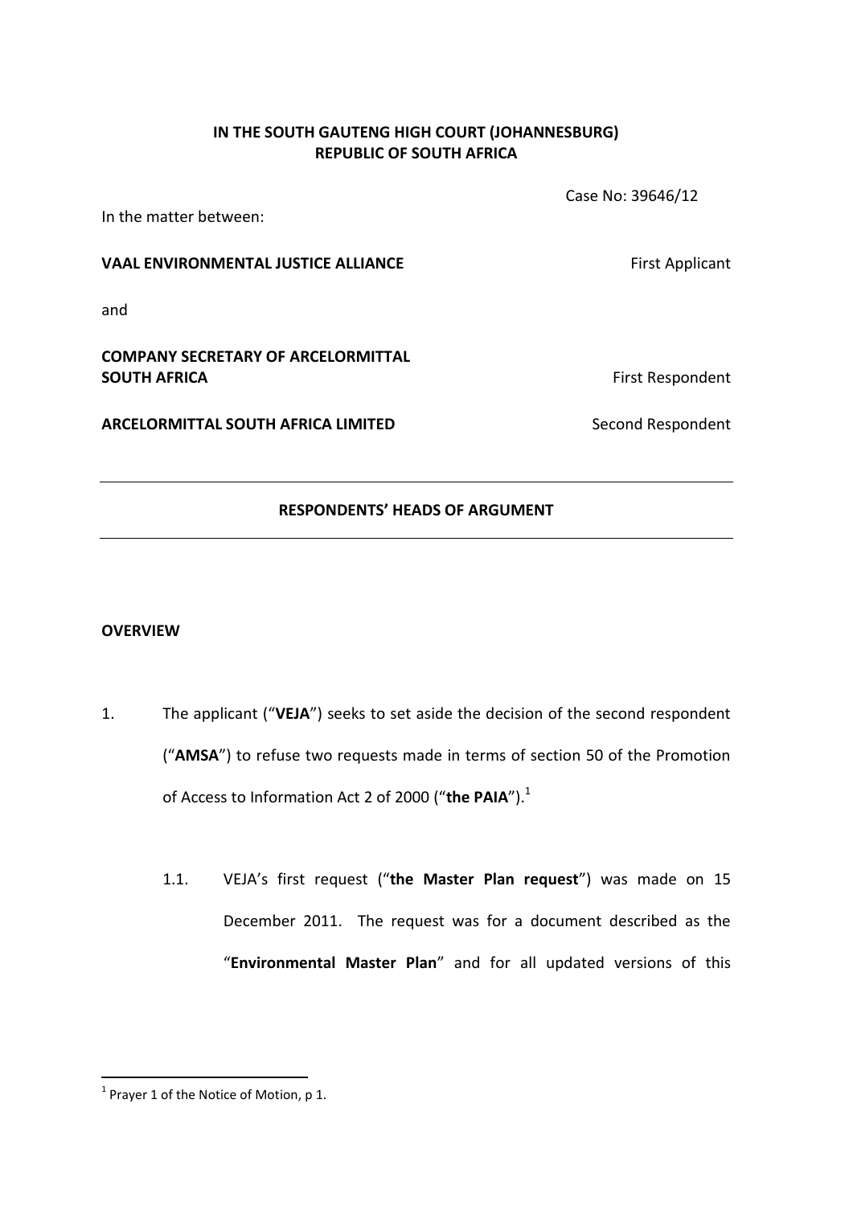**IN THE SOUTH GAUTENG HIGH COURT (JOHANNESBURG)**
**REPUBLIC OF SOUTH AFRICA**

Case No: 39646/12

In the matter between:

**VAAL ENVIRONMENTAL JUSTICE ALLIANCE** First Applicant

and

**COMPANY SECRETARY OF ARCELORMITTAL SOUTH AFRICA** First Respondent

**ARCELORMITTAL SOUTH AFRICA LIMITED** Second Respondent

---

**RESPONDENTS' HEADS OF ARGUMENT**

---

**OVERVIEW**

1. The applicant ("**VEJA**") seeks to set aside the decision of the second respondent ("**AMSA**") to refuse two requests made in terms of section 50 of the Promotion of Access to Information Act 2 of 2000 ("**the PAIA**").[1]

   1.1. VEJA's first request ("**the Master Plan request**") was made on 15 December 2011. The request was for a document described as the "**Environmental Master Plan**" and for all updated versions of this

[1] Prayer 1 of the Notice of Motion, p 1.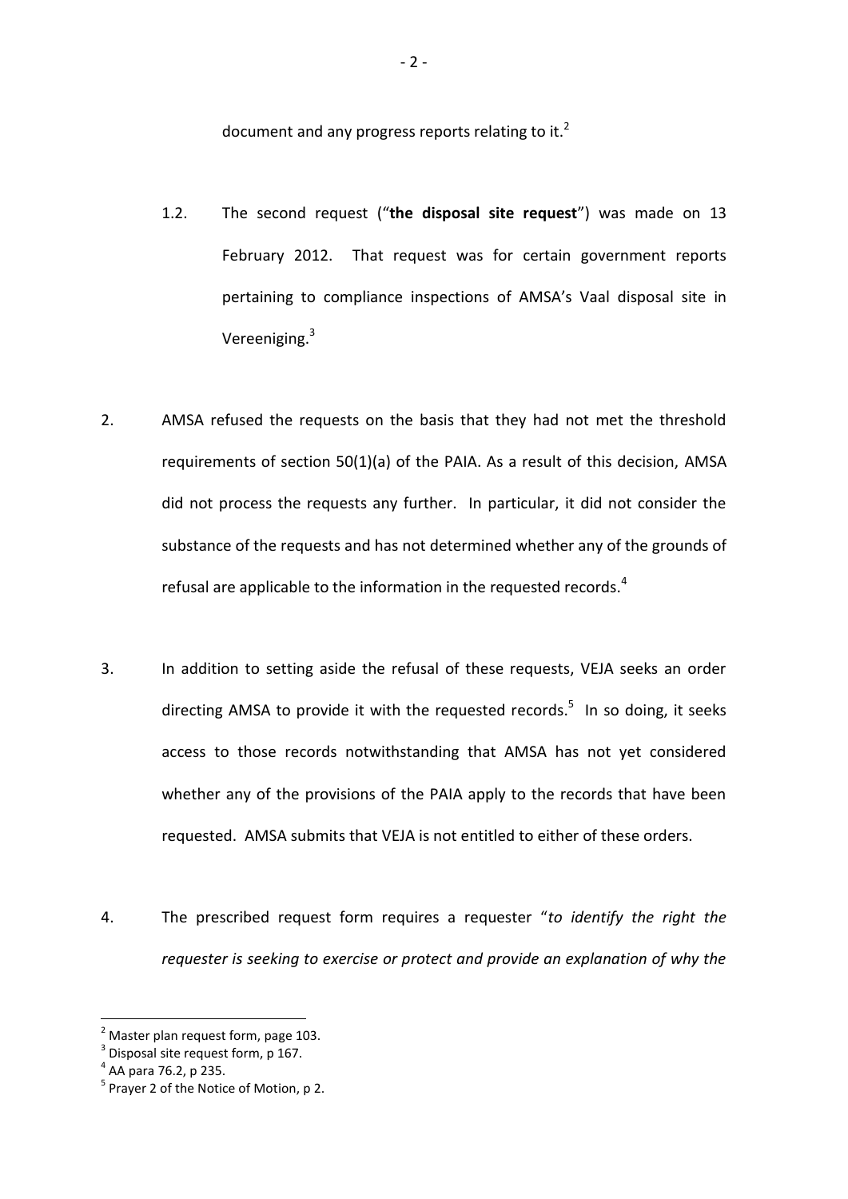document and any progress reports relating to it.[2]

1.2. The second request ("**the disposal site request**") was made on 13 February 2012. That request was for certain government reports pertaining to compliance inspections of AMSA's Vaal disposal site in Vereeniging.[3]

2. AMSA refused the requests on the basis that they had not met the threshold requirements of section 50(1)(a) of the PAIA. As a result of this decision, AMSA did not process the requests any further. In particular, it did not consider the substance of the requests and has not determined whether any of the grounds of refusal are applicable to the information in the requested records.[4]

3. In addition to setting aside the refusal of these requests, VEJA seeks an order directing AMSA to provide it with the requested records.[5] In so doing, it seeks access to those records notwithstanding that AMSA has not yet considered whether any of the provisions of the PAIA apply to the records that have been requested. AMSA submits that VEJA is not entitled to either of these orders.

4. The prescribed request form requires a requester "*to identify the right the requester is seeking to exercise or protect and provide an explanation of why the*

---

[2] Master plan request form, page 103.

[3] Disposal site request form, p 167.

[4] AA para 76.2, p 235.

[5] Prayer 2 of the Notice of Motion, p 2.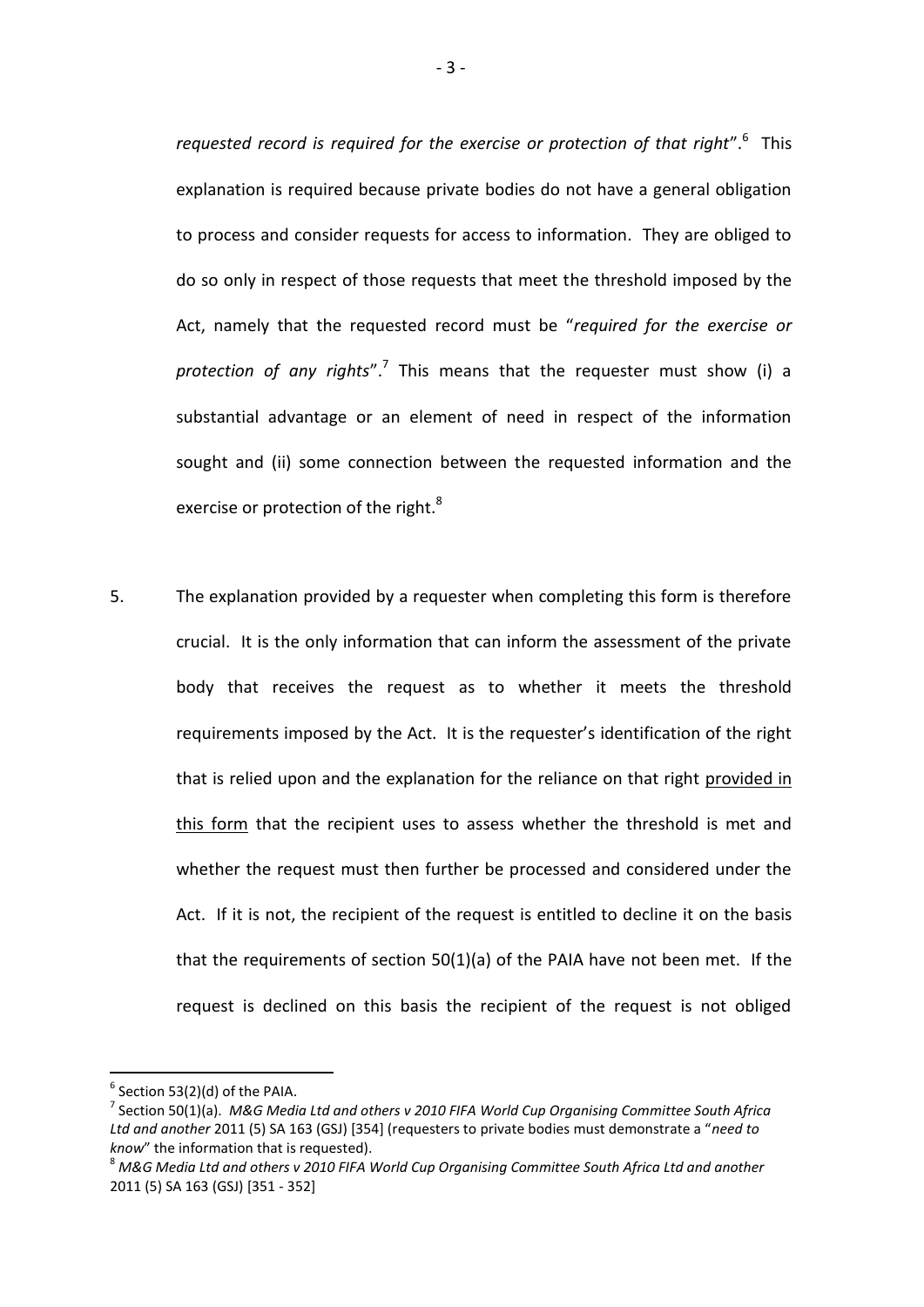*requested record is required for the exercise or protection of that right*".[6] This explanation is required because private bodies do not have a general obligation to process and consider requests for access to information. They are obliged to do so only in respect of those requests that meet the threshold imposed by the Act, namely that the requested record must be "*required for the exercise or protection of any rights*".[7] This means that the requester must show (i) a substantial advantage or an element of need in respect of the information sought and (ii) some connection between the requested information and the exercise or protection of the right.[8]

5. The explanation provided by a requester when completing this form is therefore crucial. It is the only information that can inform the assessment of the private body that receives the request as to whether it meets the threshold requirements imposed by the Act. It is the requester's identification of the right that is relied upon and the explanation for the reliance on that right <u>provided in this form</u> that the recipient uses to assess whether the threshold is met and whether the request must then further be processed and considered under the Act. If it is not, the recipient of the request is entitled to decline it on the basis that the requirements of section 50(1)(a) of the PAIA have not been met. If the request is declined on this basis the recipient of the request is not obliged

---

[6] Section 53(2)(d) of the PAIA.

[7] Section 50(1)(a). *M&G Media Ltd and others v 2010 FIFA World Cup Organising Committee South Africa Ltd and another* 2011 (5) SA 163 (GSJ) [354] (requesters to private bodies must demonstrate a "*need to know*" the information that is requested).

[8] *M&G Media Ltd and others v 2010 FIFA World Cup Organising Committee South Africa Ltd and another* 2011 (5) SA 163 (GSJ) [351 - 352]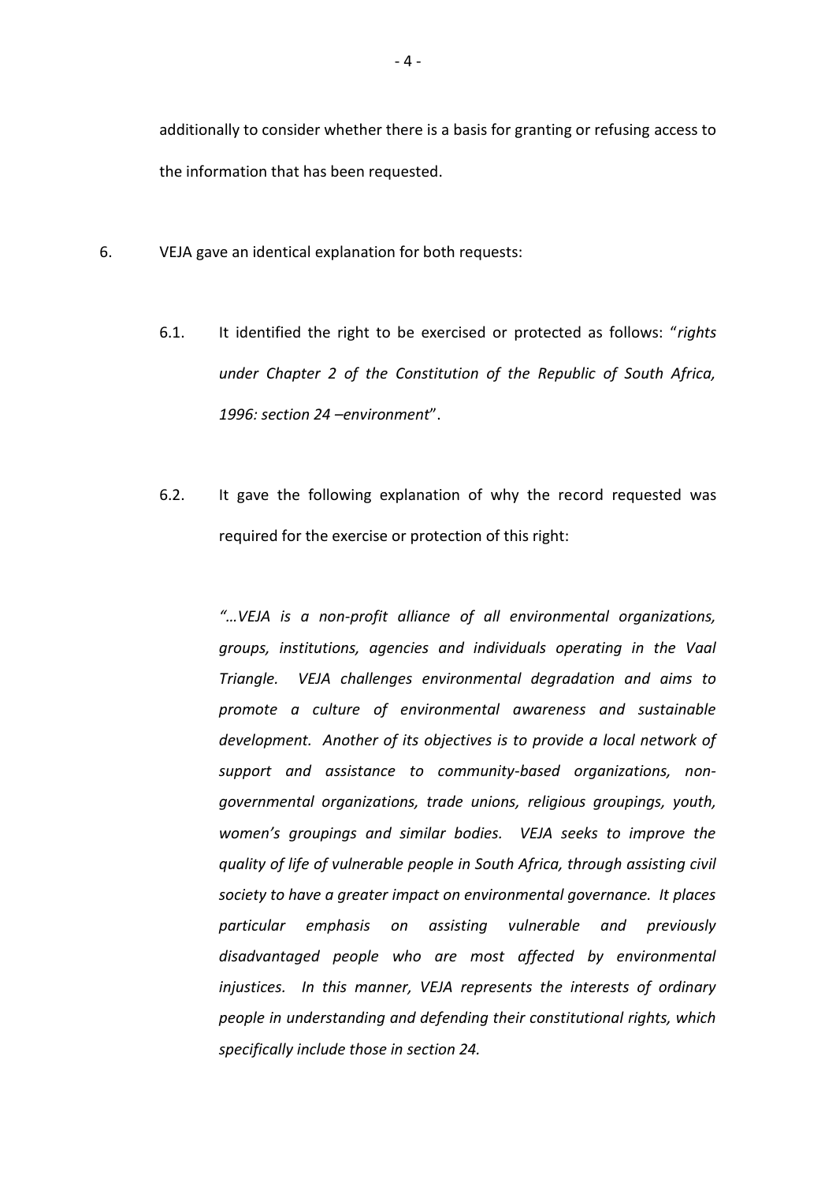additionally to consider whether there is a basis for granting or refusing access to the information that has been requested.

6. VEJA gave an identical explanation for both requests:

   6.1. It identified the right to be exercised or protected as follows: "*rights under Chapter 2 of the Constitution of the Republic of South Africa, 1996: section 24 –environment*".

   6.2. It gave the following explanation of why the record requested was required for the exercise or protection of this right:

   > *"…VEJA is a non-profit alliance of all environmental organizations, groups, institutions, agencies and individuals operating in the Vaal Triangle. VEJA challenges environmental degradation and aims to promote a culture of environmental awareness and sustainable development. Another of its objectives is to provide a local network of support and assistance to community-based organizations, non-governmental organizations, trade unions, religious groupings, youth, women's groupings and similar bodies. VEJA seeks to improve the quality of life of vulnerable people in South Africa, through assisting civil society to have a greater impact on environmental governance. It places particular emphasis on assisting vulnerable and previously disadvantaged people who are most affected by environmental injustices. In this manner, VEJA represents the interests of ordinary people in understanding and defending their constitutional rights, which specifically include those in section 24.*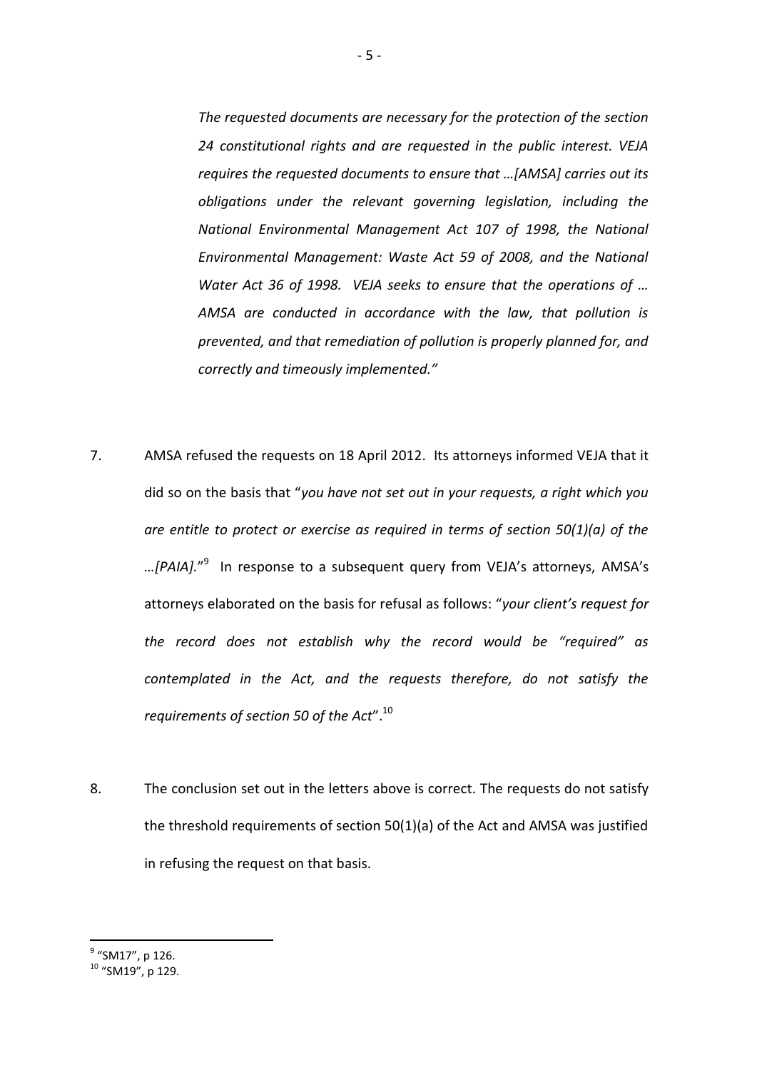> *The requested documents are necessary for the protection of the section 24 constitutional rights and are requested in the public interest. VEJA requires the requested documents to ensure that …[AMSA] carries out its obligations under the relevant governing legislation, including the National Environmental Management Act 107 of 1998, the National Environmental Management: Waste Act 59 of 2008, and the National Water Act 36 of 1998. VEJA seeks to ensure that the operations of … AMSA are conducted in accordance with the law, that pollution is prevented, and that remediation of pollution is properly planned for, and correctly and timeously implemented."*

7. AMSA refused the requests on 18 April 2012. Its attorneys informed VEJA that it did so on the basis that "*you have not set out in your requests, a right which you are entitle to protect or exercise as required in terms of section 50(1)(a) of the …[PAIA].*"[9] In response to a subsequent query from VEJA's attorneys, AMSA's attorneys elaborated on the basis for refusal as follows: "*your client's request for the record does not establish why the record would be "required" as contemplated in the Act, and the requests therefore, do not satisfy the requirements of section 50 of the Act*".[10]

8. The conclusion set out in the letters above is correct. The requests do not satisfy the threshold requirements of section 50(1)(a) of the Act and AMSA was justified in refusing the request on that basis.

---

[9] "SM17", p 126.

[10] "SM19", p 129.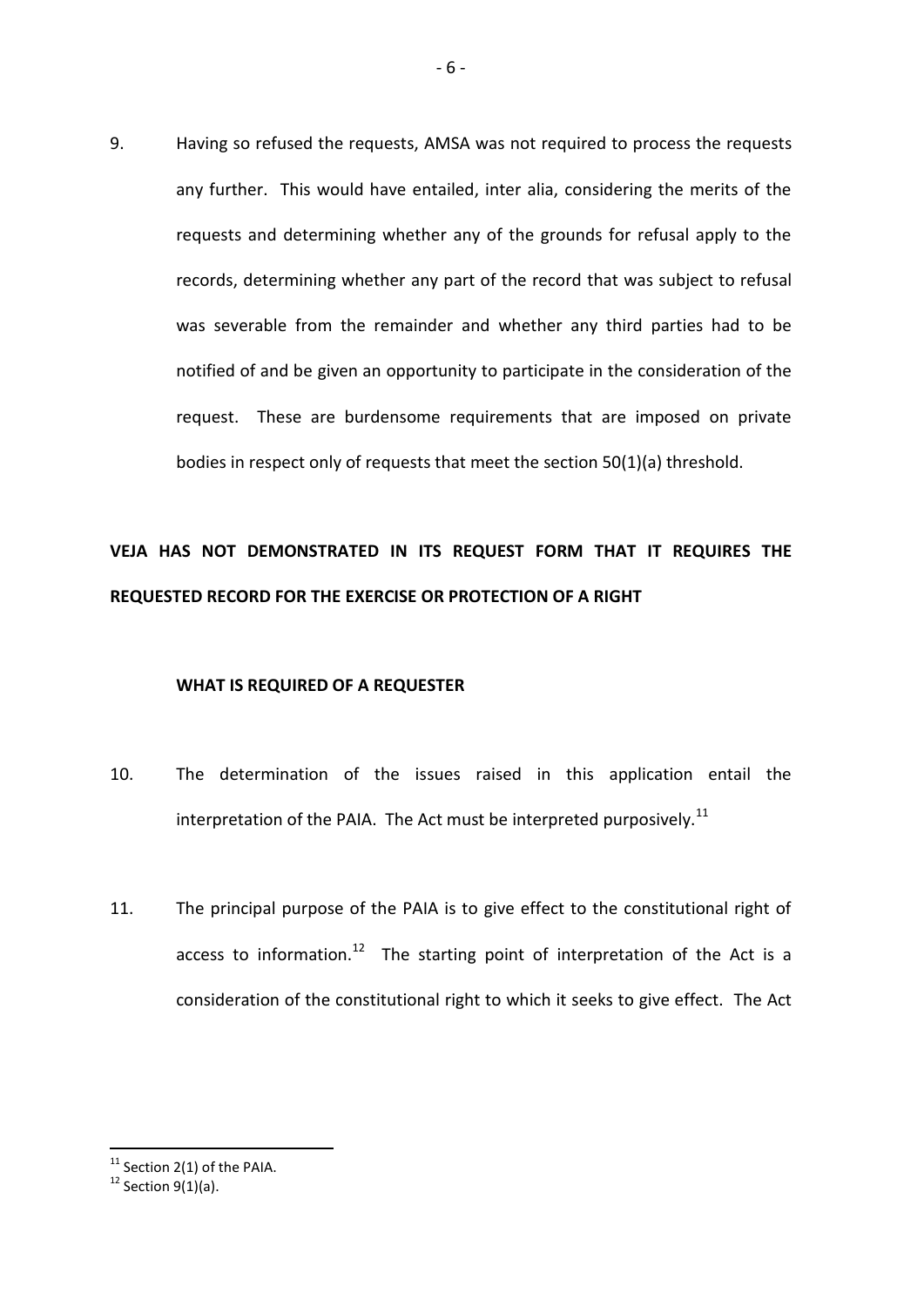9. Having so refused the requests, AMSA was not required to process the requests any further. This would have entailed, inter alia, considering the merits of the requests and determining whether any of the grounds for refusal apply to the records, determining whether any part of the record that was subject to refusal was severable from the remainder and whether any third parties had to be notified of and be given an opportunity to participate in the consideration of the request. These are burdensome requirements that are imposed on private bodies in respect only of requests that meet the section 50(1)(a) threshold.

## VEJA HAS NOT DEMONSTRATED IN ITS REQUEST FORM THAT IT REQUIRES THE REQUESTED RECORD FOR THE EXERCISE OR PROTECTION OF A RIGHT

### WHAT IS REQUIRED OF A REQUESTER

10. The determination of the issues raised in this application entail the interpretation of the PAIA. The Act must be interpreted purposively.[11]

11. The principal purpose of the PAIA is to give effect to the constitutional right of access to information.[12] The starting point of interpretation of the Act is a consideration of the constitutional right to which it seeks to give effect. The Act

[11] Section 2(1) of the PAIA.

[12] Section 9(1)(a).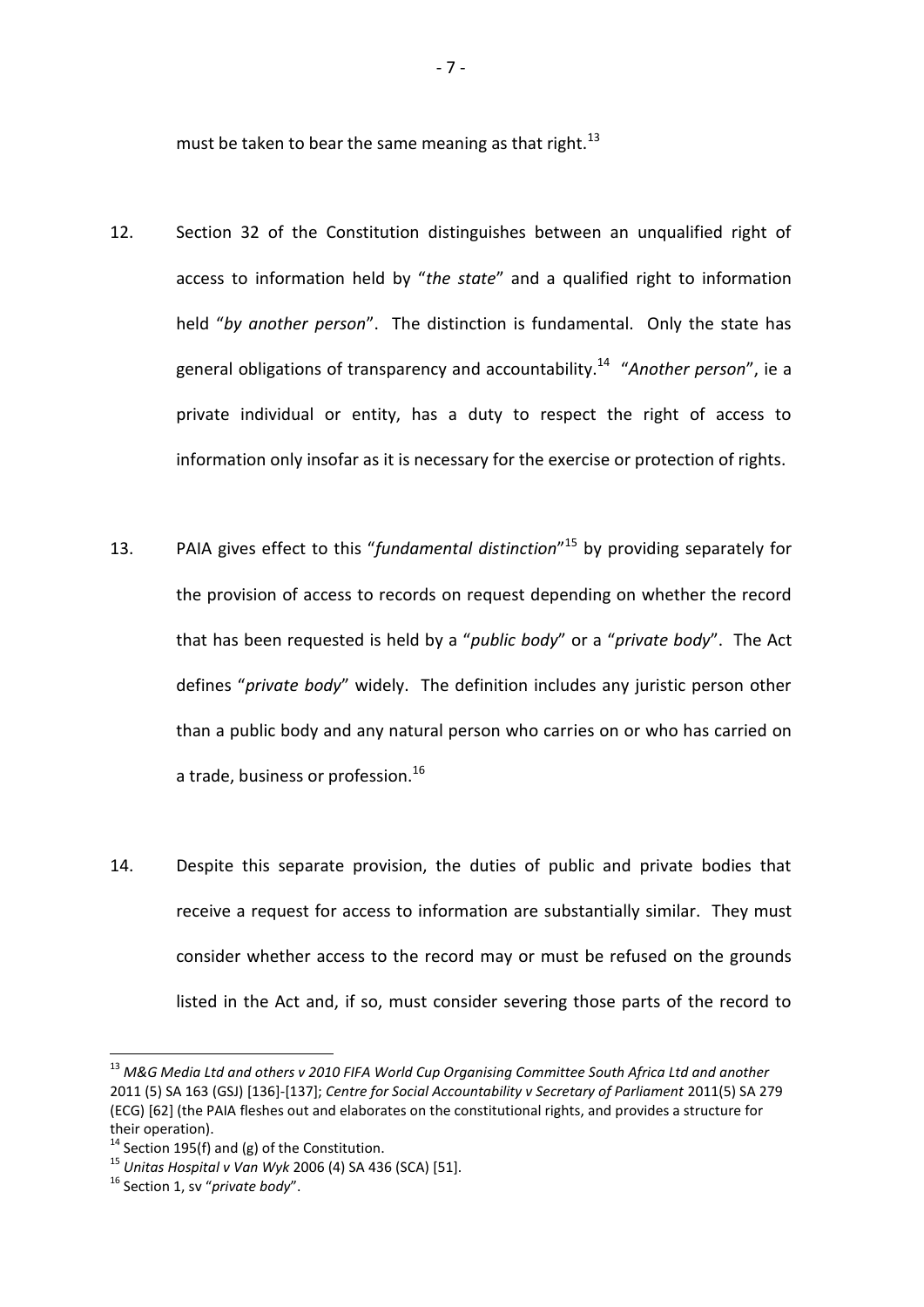must be taken to bear the same meaning as that right.[13]

12. Section 32 of the Constitution distinguishes between an unqualified right of access to information held by "*the state*" and a qualified right to information held "*by another person*". The distinction is fundamental. Only the state has general obligations of transparency and accountability.[14] "*Another person*", ie a private individual or entity, has a duty to respect the right of access to information only insofar as it is necessary for the exercise or protection of rights.

13. PAIA gives effect to this "*fundamental distinction*"[15] by providing separately for the provision of access to records on request depending on whether the record that has been requested is held by a "*public body*" or a "*private body*". The Act defines "*private body*" widely. The definition includes any juristic person other than a public body and any natural person who carries on or who has carried on a trade, business or profession.[16]

14. Despite this separate provision, the duties of public and private bodies that receive a request for access to information are substantially similar. They must consider whether access to the record may or must be refused on the grounds listed in the Act and, if so, must consider severing those parts of the record to

---

[13] *M&G Media Ltd and others v 2010 FIFA World Cup Organising Committee South Africa Ltd and another* 2011 (5) SA 163 (GSJ) [136]-[137]; *Centre for Social Accountability v Secretary of Parliament* 2011(5) SA 279 (ECG) [62] (the PAIA fleshes out and elaborates on the constitutional rights, and provides a structure for their operation).

[14] Section 195(f) and (g) of the Constitution.

[15] *Unitas Hospital v Van Wyk* 2006 (4) SA 436 (SCA) [51].

[16] Section 1, sv "*private body*".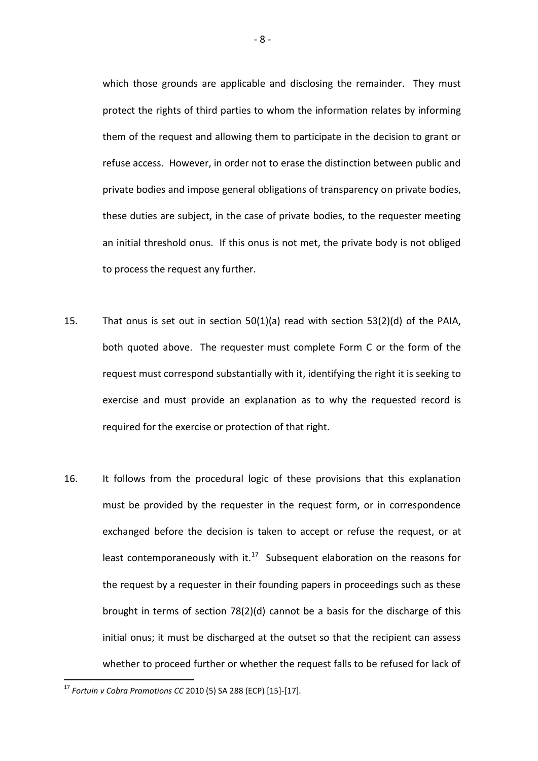which those grounds are applicable and disclosing the remainder. They must protect the rights of third parties to whom the information relates by informing them of the request and allowing them to participate in the decision to grant or refuse access. However, in order not to erase the distinction between public and private bodies and impose general obligations of transparency on private bodies, these duties are subject, in the case of private bodies, to the requester meeting an initial threshold onus. If this onus is not met, the private body is not obliged to process the request any further.

15. That onus is set out in section 50(1)(a) read with section 53(2)(d) of the PAIA, both quoted above. The requester must complete Form C or the form of the request must correspond substantially with it, identifying the right it is seeking to exercise and must provide an explanation as to why the requested record is required for the exercise or protection of that right.

16. It follows from the procedural logic of these provisions that this explanation must be provided by the requester in the request form, or in correspondence exchanged before the decision is taken to accept or refuse the request, or at least contemporaneously with it.[17] Subsequent elaboration on the reasons for the request by a requester in their founding papers in proceedings such as these brought in terms of section 78(2)(d) cannot be a basis for the discharge of this initial onus; it must be discharged at the outset so that the recipient can assess whether to proceed further or whether the request falls to be refused for lack of

[17] *Fortuin v Cobra Promotions CC* 2010 (5) SA 288 (ECP) [15]-[17].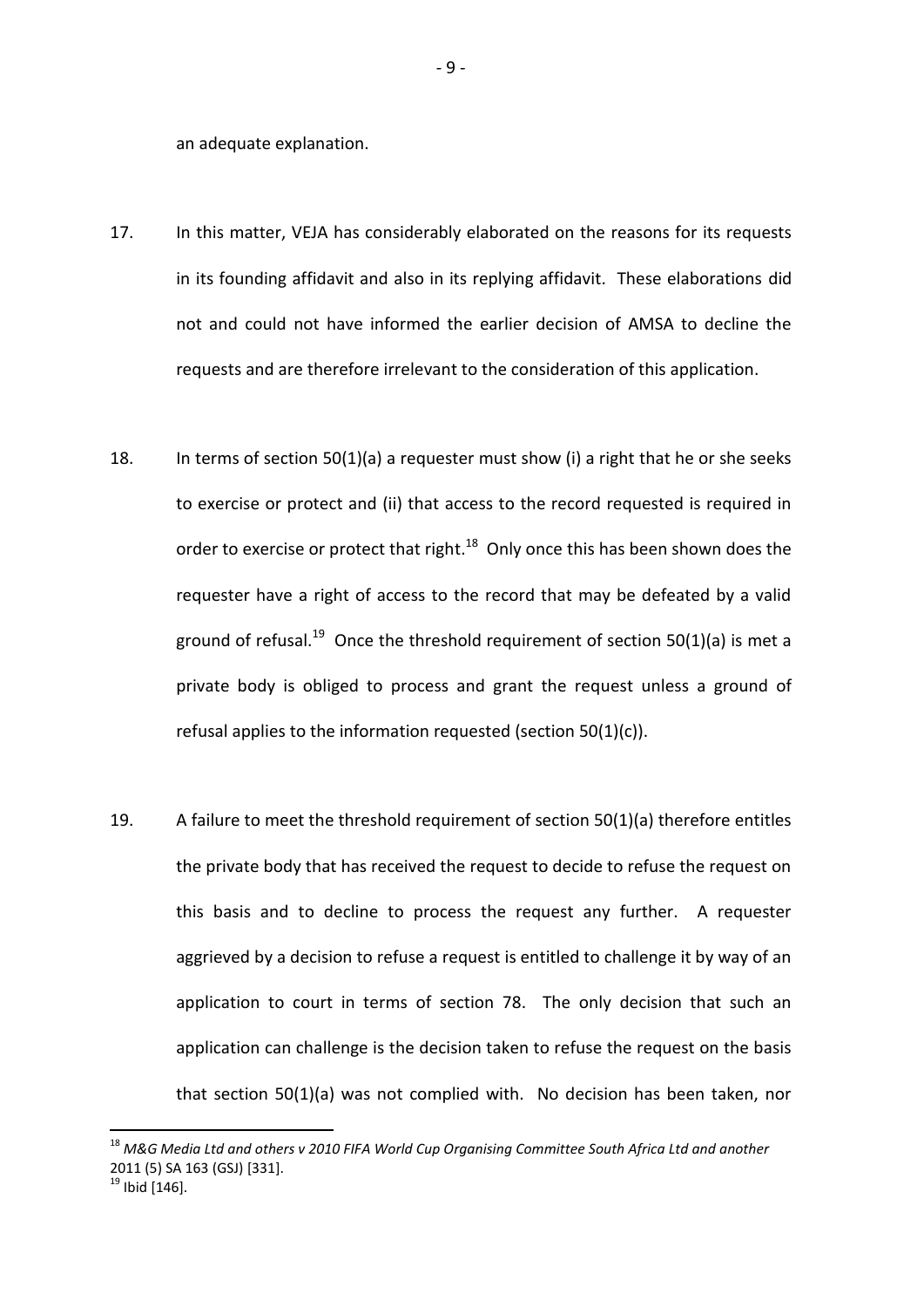an adequate explanation.

17. In this matter, VEJA has considerably elaborated on the reasons for its requests in its founding affidavit and also in its replying affidavit. These elaborations did not and could not have informed the earlier decision of AMSA to decline the requests and are therefore irrelevant to the consideration of this application.

18. In terms of section 50(1)(a) a requester must show (i) a right that he or she seeks to exercise or protect and (ii) that access to the record requested is required in order to exercise or protect that right.[18] Only once this has been shown does the requester have a right of access to the record that may be defeated by a valid ground of refusal.[19] Once the threshold requirement of section 50(1)(a) is met a private body is obliged to process and grant the request unless a ground of refusal applies to the information requested (section 50(1)(c)).

19. A failure to meet the threshold requirement of section 50(1)(a) therefore entitles the private body that has received the request to decide to refuse the request on this basis and to decline to process the request any further. A requester aggrieved by a decision to refuse a request is entitled to challenge it by way of an application to court in terms of section 78. The only decision that such an application can challenge is the decision taken to refuse the request on the basis that section 50(1)(a) was not complied with. No decision has been taken, nor

---

[18] *M&G Media Ltd and others v 2010 FIFA World Cup Organising Committee South Africa Ltd and another* 2011 (5) SA 163 (GSJ) [331].

[19] Ibid [146].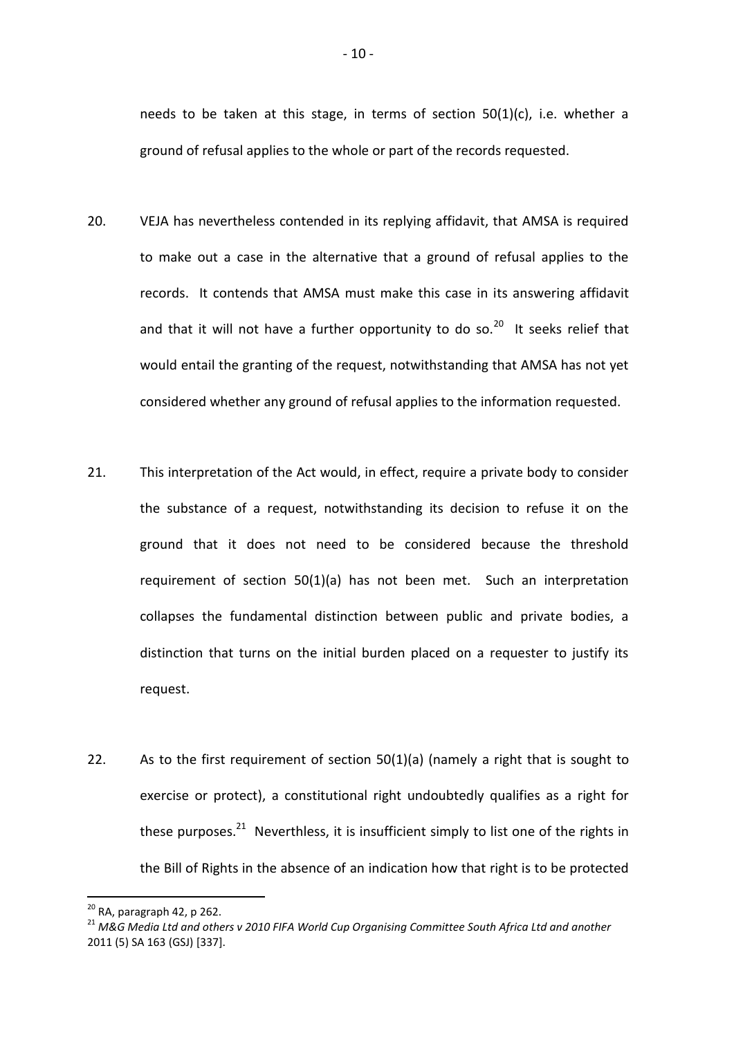needs to be taken at this stage, in terms of section 50(1)(c), i.e. whether a ground of refusal applies to the whole or part of the records requested.

20. VEJA has nevertheless contended in its replying affidavit, that AMSA is required to make out a case in the alternative that a ground of refusal applies to the records. It contends that AMSA must make this case in its answering affidavit and that it will not have a further opportunity to do so.[20] It seeks relief that would entail the granting of the request, notwithstanding that AMSA has not yet considered whether any ground of refusal applies to the information requested.

21. This interpretation of the Act would, in effect, require a private body to consider the substance of a request, notwithstanding its decision to refuse it on the ground that it does not need to be considered because the threshold requirement of section 50(1)(a) has not been met. Such an interpretation collapses the fundamental distinction between public and private bodies, a distinction that turns on the initial burden placed on a requester to justify its request.

22. As to the first requirement of section 50(1)(a) (namely a right that is sought to exercise or protect), a constitutional right undoubtedly qualifies as a right for these purposes.[21] Neverthless, it is insufficient simply to list one of the rights in the Bill of Rights in the absence of an indication how that right is to be protected

---

[20] RA, paragraph 42, p 262.

[21] *M&G Media Ltd and others v 2010 FIFA World Cup Organising Committee South Africa Ltd and another* 2011 (5) SA 163 (GSJ) [337].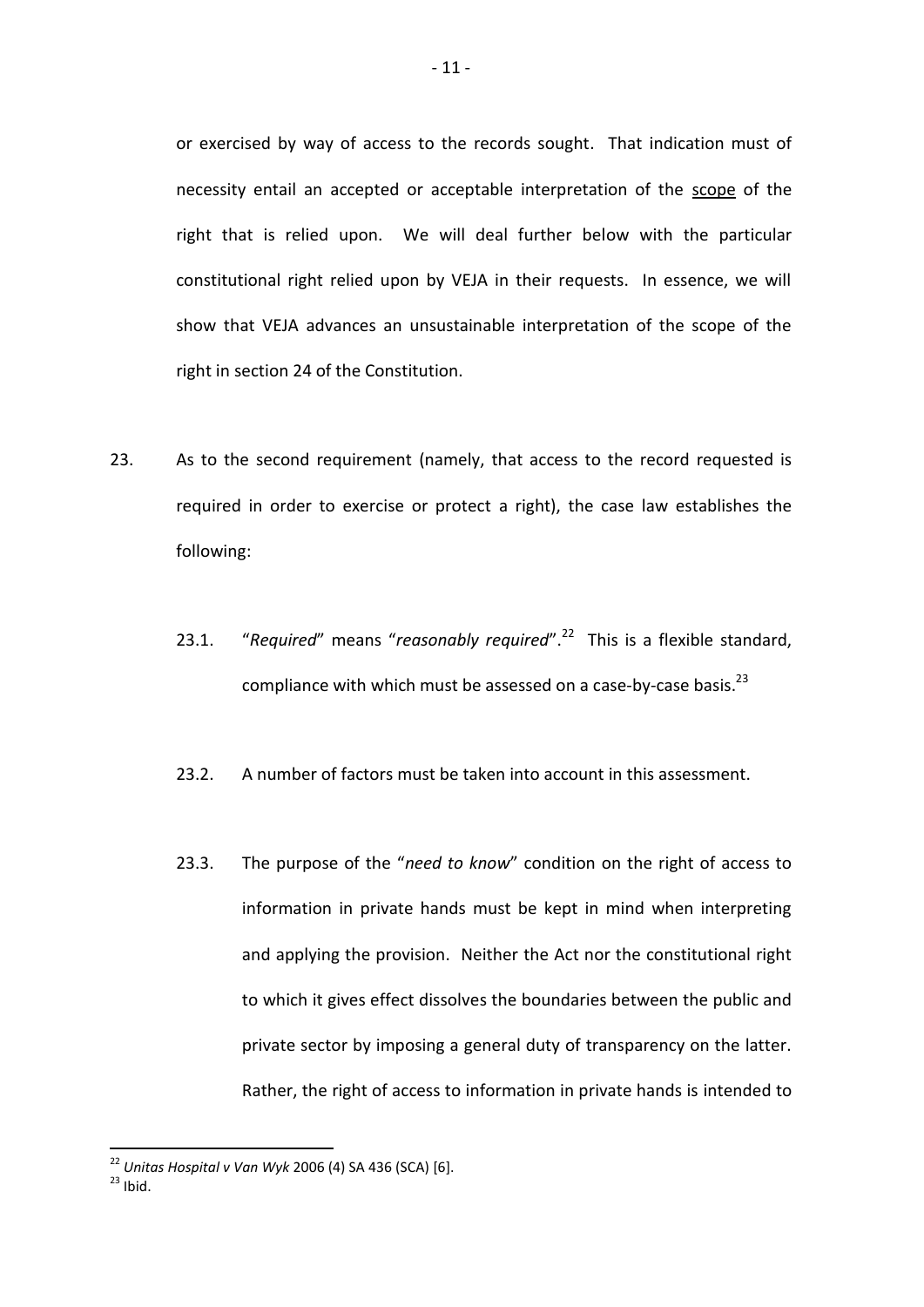or exercised by way of access to the records sought. That indication must of necessity entail an accepted or acceptable interpretation of the <u>scope</u> of the right that is relied upon. We will deal further below with the particular constitutional right relied upon by VEJA in their requests. In essence, we will show that VEJA advances an unsustainable interpretation of the scope of the right in section 24 of the Constitution.

23. As to the second requirement (namely, that access to the record requested is required in order to exercise or protect a right), the case law establishes the following:

    23.1. "*Required*" means "*reasonably required*".[22] This is a flexible standard, compliance with which must be assessed on a case-by-case basis.[23]

    23.2. A number of factors must be taken into account in this assessment.

    23.3. The purpose of the "*need to know*" condition on the right of access to information in private hands must be kept in mind when interpreting and applying the provision. Neither the Act nor the constitutional right to which it gives effect dissolves the boundaries between the public and private sector by imposing a general duty of transparency on the latter. Rather, the right of access to information in private hands is intended to

---

[22] *Unitas Hospital v Van Wyk* 2006 (4) SA 436 (SCA) [6].

[23] Ibid.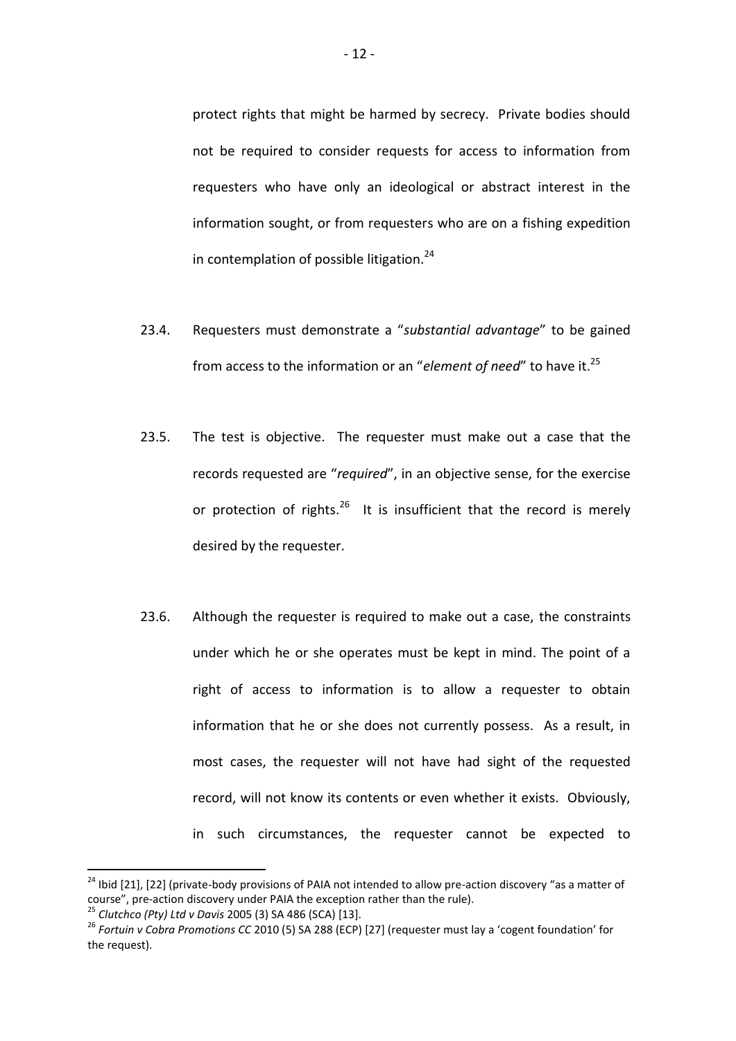protect rights that might be harmed by secrecy. Private bodies should not be required to consider requests for access to information from requesters who have only an ideological or abstract interest in the information sought, or from requesters who are on a fishing expedition in contemplation of possible litigation.[24]

23.4. Requesters must demonstrate a "*substantial advantage*" to be gained from access to the information or an "*element of need*" to have it.[25]

23.5. The test is objective. The requester must make out a case that the records requested are "*required*", in an objective sense, for the exercise or protection of rights.[26] It is insufficient that the record is merely desired by the requester.

23.6. Although the requester is required to make out a case, the constraints under which he or she operates must be kept in mind. The point of a right of access to information is to allow a requester to obtain information that he or she does not currently possess. As a result, in most cases, the requester will not have had sight of the requested record, will not know its contents or even whether it exists. Obviously, in such circumstances, the requester cannot be expected to

---

[24] Ibid [21], [22] (private-body provisions of PAIA not intended to allow pre-action discovery "as a matter of course", pre-action discovery under PAIA the exception rather than the rule).

[25] *Clutchco (Pty) Ltd v Davis* 2005 (3) SA 486 (SCA) [13].

[26] *Fortuin v Cobra Promotions CC* 2010 (5) SA 288 (ECP) [27] (requester must lay a 'cogent foundation' for the request).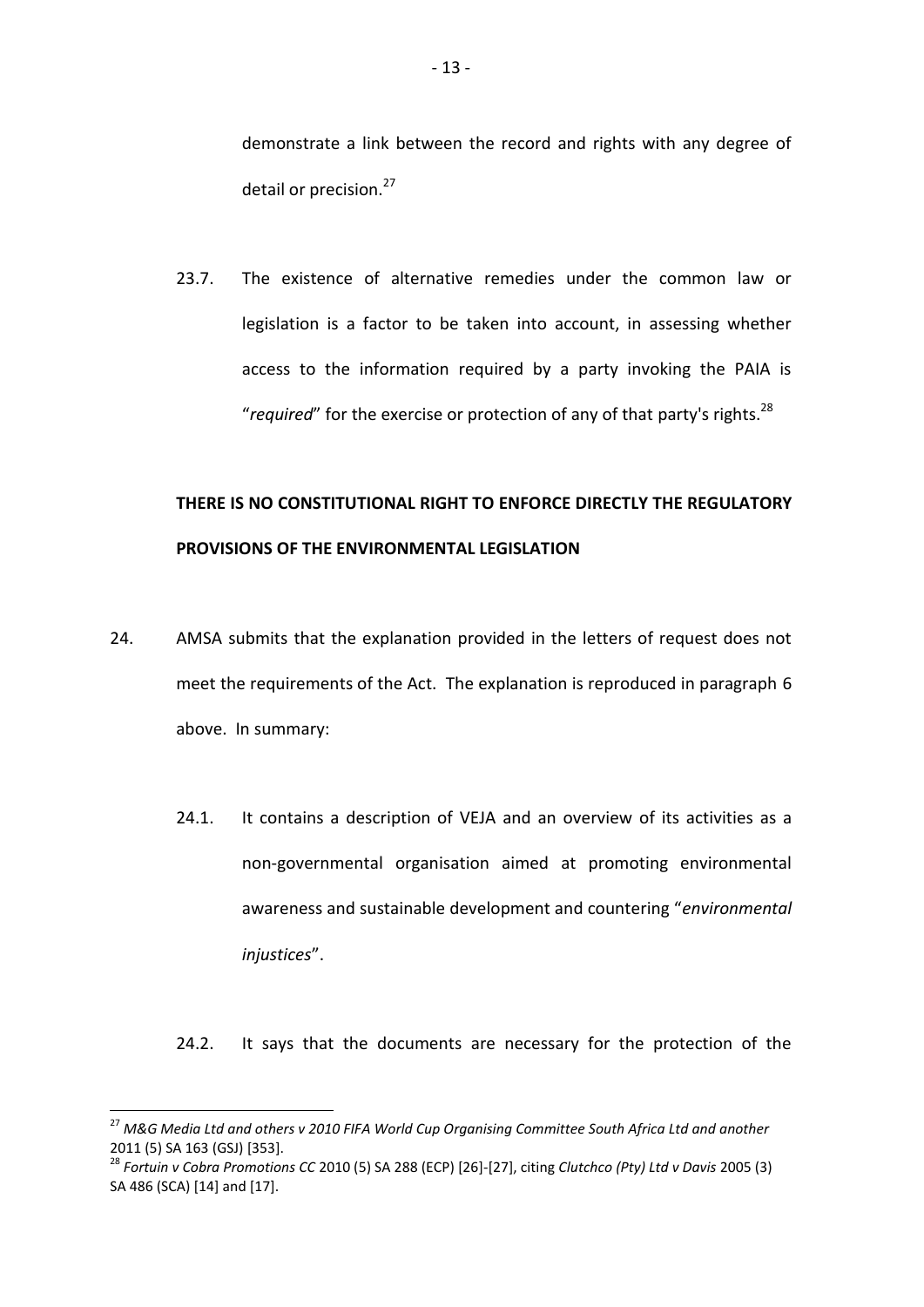demonstrate a link between the record and rights with any degree of detail or precision.[27]

23.7. The existence of alternative remedies under the common law or legislation is a factor to be taken into account, in assessing whether access to the information required by a party invoking the PAIA is "*required*" for the exercise or protection of any of that party's rights.[28]

**THERE IS NO CONSTITUTIONAL RIGHT TO ENFORCE DIRECTLY THE REGULATORY PROVISIONS OF THE ENVIRONMENTAL LEGISLATION**

24. AMSA submits that the explanation provided in the letters of request does not meet the requirements of the Act. The explanation is reproduced in paragraph 6 above. In summary:

24.1. It contains a description of VEJA and an overview of its activities as a non-governmental organisation aimed at promoting environmental awareness and sustainable development and countering "*environmental injustices*".

24.2. It says that the documents are necessary for the protection of the

---

[27] *M&G Media Ltd and others v 2010 FIFA World Cup Organising Committee South Africa Ltd and another* 2011 (5) SA 163 (GSJ) [353].

[28] *Fortuin v Cobra Promotions CC* 2010 (5) SA 288 (ECP) [26]-[27], citing *Clutchco (Pty) Ltd v Davis* 2005 (3) SA 486 (SCA) [14] and [17].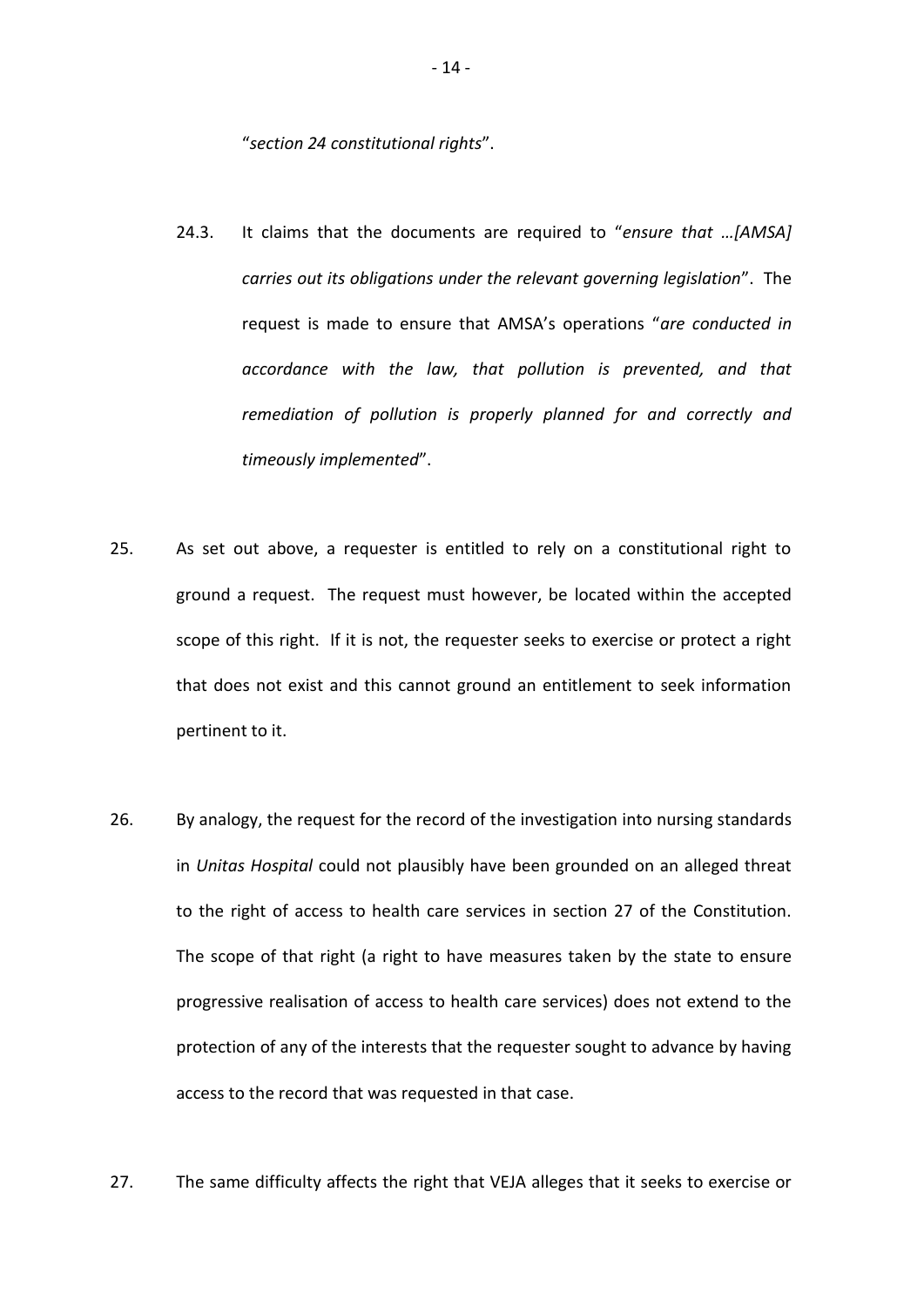"*section 24 constitutional rights*".

24.3. It claims that the documents are required to "*ensure that …[AMSA] carries out its obligations under the relevant governing legislation*". The request is made to ensure that AMSA's operations "*are conducted in accordance with the law, that pollution is prevented, and that remediation of pollution is properly planned for and correctly and timeously implemented*".

25. As set out above, a requester is entitled to rely on a constitutional right to ground a request. The request must however, be located within the accepted scope of this right. If it is not, the requester seeks to exercise or protect a right that does not exist and this cannot ground an entitlement to seek information pertinent to it.

26. By analogy, the request for the record of the investigation into nursing standards in *Unitas Hospital* could not plausibly have been grounded on an alleged threat to the right of access to health care services in section 27 of the Constitution. The scope of that right (a right to have measures taken by the state to ensure progressive realisation of access to health care services) does not extend to the protection of any of the interests that the requester sought to advance by having access to the record that was requested in that case.

27. The same difficulty affects the right that VEJA alleges that it seeks to exercise or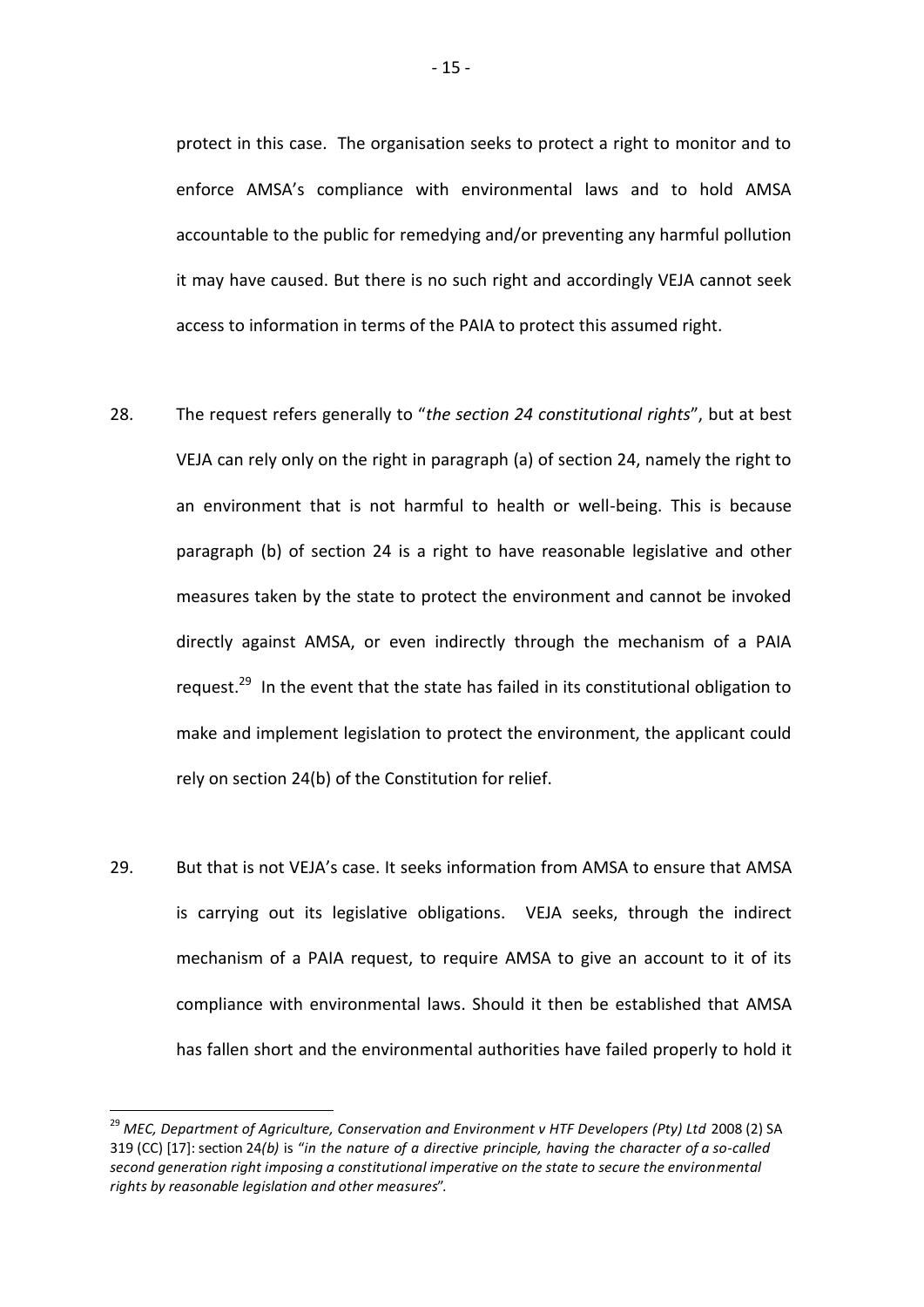protect in this case. The organisation seeks to protect a right to monitor and to enforce AMSA's compliance with environmental laws and to hold AMSA accountable to the public for remedying and/or preventing any harmful pollution it may have caused. But there is no such right and accordingly VEJA cannot seek access to information in terms of the PAIA to protect this assumed right.

28. The request refers generally to "*the section 24 constitutional rights*", but at best VEJA can rely only on the right in paragraph (a) of section 24, namely the right to an environment that is not harmful to health or well-being. This is because paragraph (b) of section 24 is a right to have reasonable legislative and other measures taken by the state to protect the environment and cannot be invoked directly against AMSA, or even indirectly through the mechanism of a PAIA request.[29] In the event that the state has failed in its constitutional obligation to make and implement legislation to protect the environment, the applicant could rely on section 24(b) of the Constitution for relief.

29. But that is not VEJA's case. It seeks information from AMSA to ensure that AMSA is carrying out its legislative obligations. VEJA seeks, through the indirect mechanism of a PAIA request, to require AMSA to give an account to it of its compliance with environmental laws. Should it then be established that AMSA has fallen short and the environmental authorities have failed properly to hold it

---

[29] *MEC, Department of Agriculture, Conservation and Environment v HTF Developers (Pty) Ltd* 2008 (2) SA 319 (CC) [17]: section 24*(b)* is "*in the nature of a directive principle, having the character of a so-called second generation right imposing a constitutional imperative on the state to secure the environmental rights by reasonable legislation and other measures*".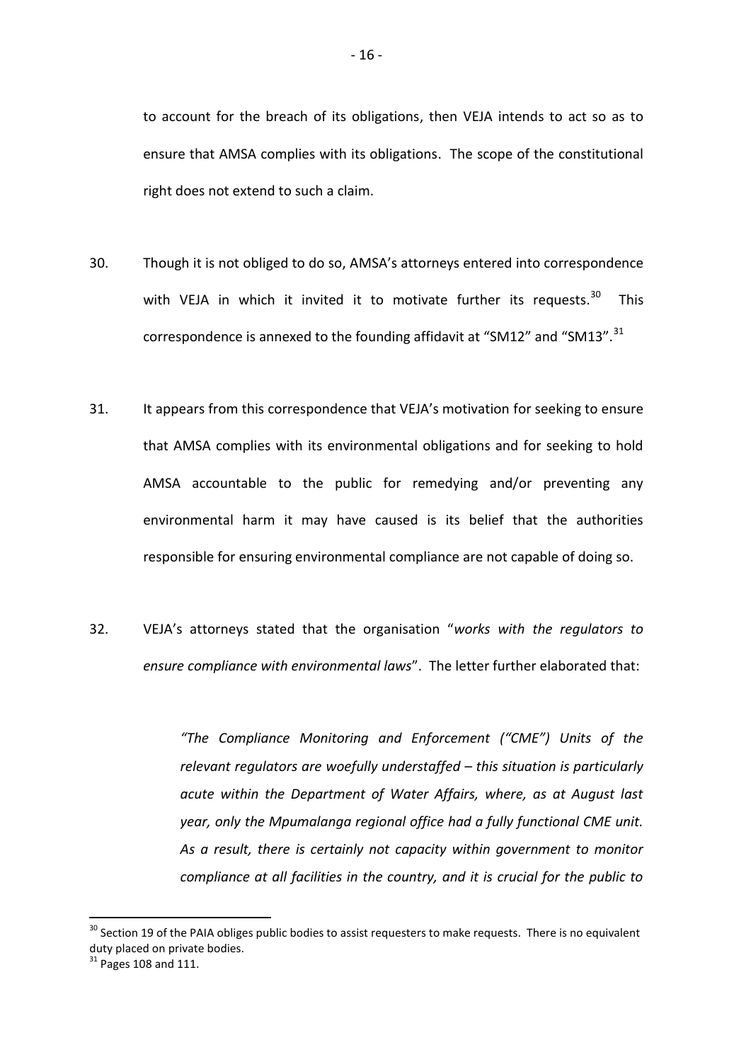to account for the breach of its obligations, then VEJA intends to act so as to ensure that AMSA complies with its obligations. The scope of the constitutional right does not extend to such a claim.

30. Though it is not obliged to do so, AMSA's attorneys entered into correspondence with VEJA in which it invited it to motivate further its requests.[30] This correspondence is annexed to the founding affidavit at "SM12" and "SM13".[31]

31. It appears from this correspondence that VEJA's motivation for seeking to ensure that AMSA complies with its environmental obligations and for seeking to hold AMSA accountable to the public for remedying and/or preventing any environmental harm it may have caused is its belief that the authorities responsible for ensuring environmental compliance are not capable of doing so.

32. VEJA's attorneys stated that the organisation "*works with the regulators to ensure compliance with environmental laws*". The letter further elaborated that:

> *"The Compliance Monitoring and Enforcement ("CME") Units of the relevant regulators are woefully understaffed – this situation is particularly acute within the Department of Water Affairs, where, as at August last year, only the Mpumalanga regional office had a fully functional CME unit. As a result, there is certainly not capacity within government to monitor compliance at all facilities in the country, and it is crucial for the public to*

---

[30] Section 19 of the PAIA obliges public bodies to assist requesters to make requests. There is no equivalent duty placed on private bodies.

[31] Pages 108 and 111.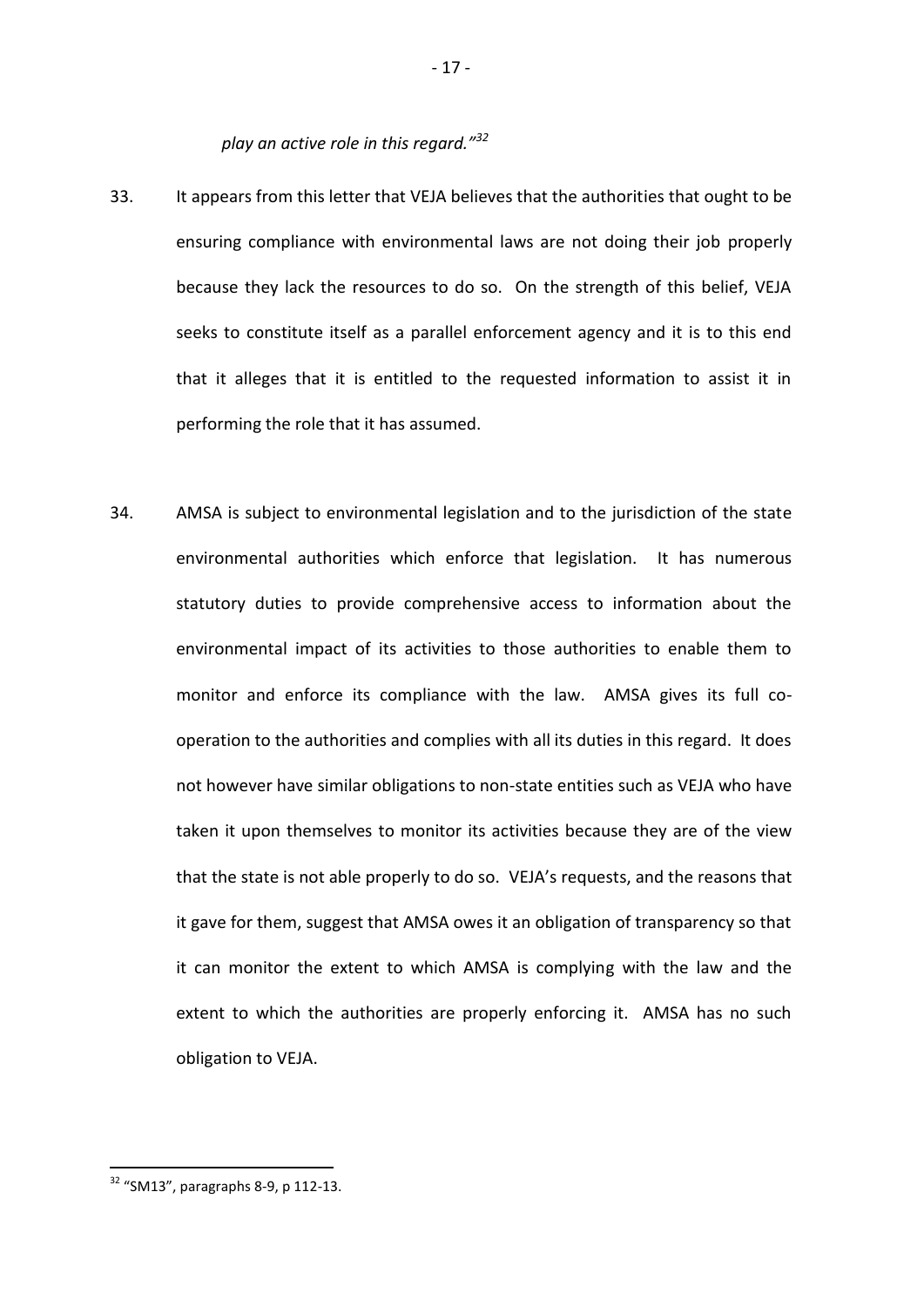*play an active role in this regard."*[32]

33. It appears from this letter that VEJA believes that the authorities that ought to be ensuring compliance with environmental laws are not doing their job properly because they lack the resources to do so. On the strength of this belief, VEJA seeks to constitute itself as a parallel enforcement agency and it is to this end that it alleges that it is entitled to the requested information to assist it in performing the role that it has assumed.

34. AMSA is subject to environmental legislation and to the jurisdiction of the state environmental authorities which enforce that legislation. It has numerous statutory duties to provide comprehensive access to information about the environmental impact of its activities to those authorities to enable them to monitor and enforce its compliance with the law. AMSA gives its full co-operation to the authorities and complies with all its duties in this regard. It does not however have similar obligations to non-state entities such as VEJA who have taken it upon themselves to monitor its activities because they are of the view that the state is not able properly to do so. VEJA's requests, and the reasons that it gave for them, suggest that AMSA owes it an obligation of transparency so that it can monitor the extent to which AMSA is complying with the law and the extent to which the authorities are properly enforcing it. AMSA has no such obligation to VEJA.

[32] "SM13", paragraphs 8-9, p 112-13.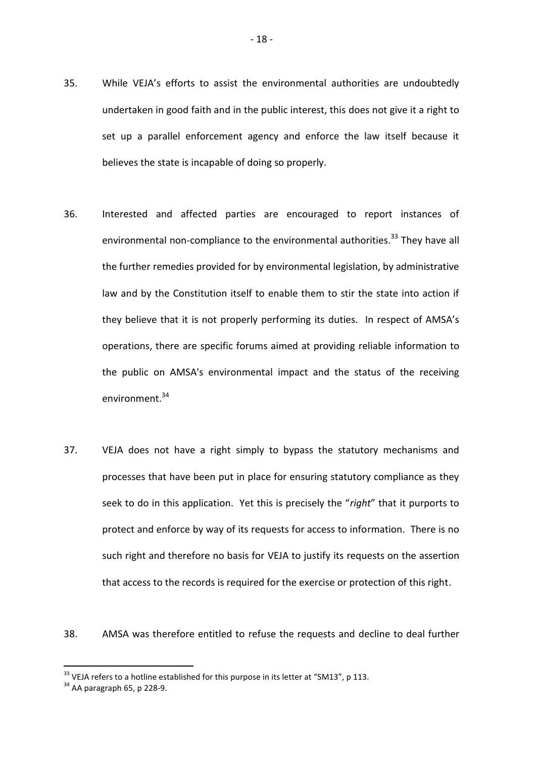35. While VEJA's efforts to assist the environmental authorities are undoubtedly undertaken in good faith and in the public interest, this does not give it a right to set up a parallel enforcement agency and enforce the law itself because it believes the state is incapable of doing so properly.

36. Interested and affected parties are encouraged to report instances of environmental non-compliance to the environmental authorities.[33] They have all the further remedies provided for by environmental legislation, by administrative law and by the Constitution itself to enable them to stir the state into action if they believe that it is not properly performing its duties. In respect of AMSA's operations, there are specific forums aimed at providing reliable information to the public on AMSA's environmental impact and the status of the receiving environment.[34]

37. VEJA does not have a right simply to bypass the statutory mechanisms and processes that have been put in place for ensuring statutory compliance as they seek to do in this application. Yet this is precisely the "*right*" that it purports to protect and enforce by way of its requests for access to information. There is no such right and therefore no basis for VEJA to justify its requests on the assertion that access to the records is required for the exercise or protection of this right.

38. AMSA was therefore entitled to refuse the requests and decline to deal further

---

[33] VEJA refers to a hotline established for this purpose in its letter at "SM13", p 113.

[34] AA paragraph 65, p 228-9.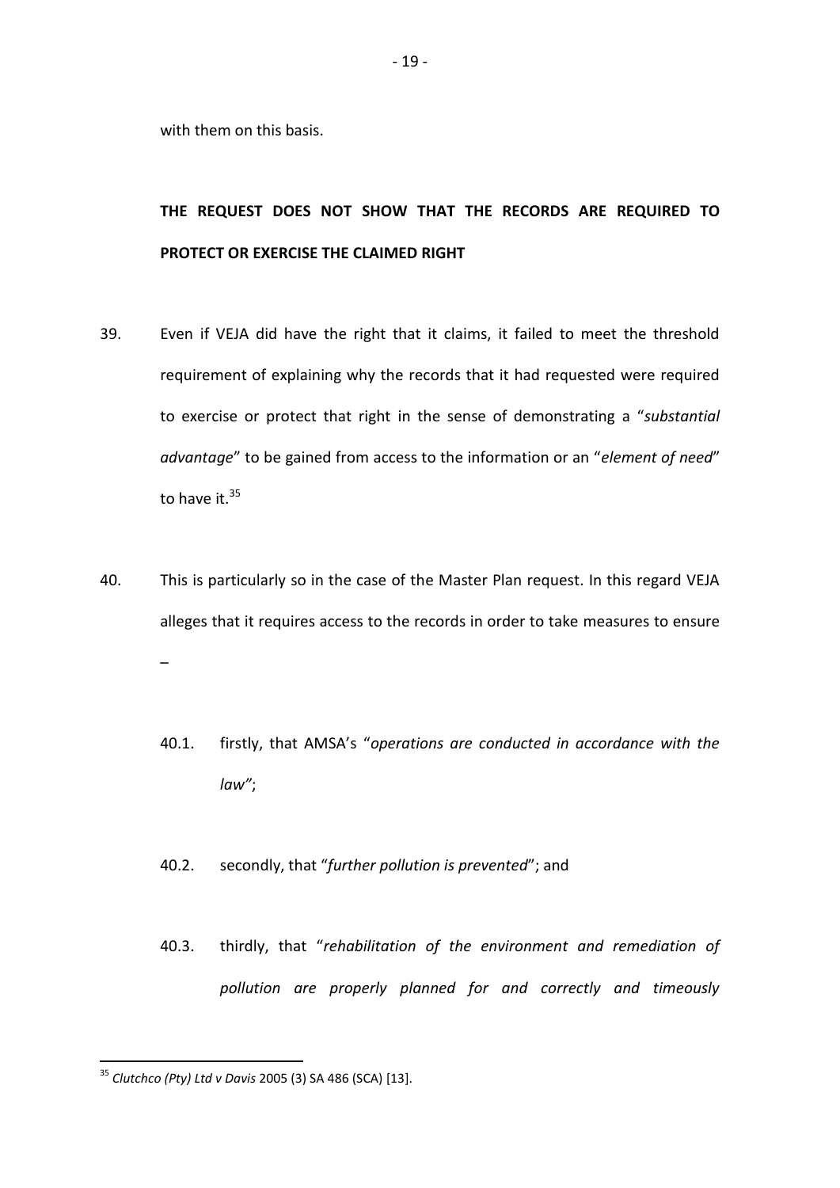with them on this basis.

## THE REQUEST DOES NOT SHOW THAT THE RECORDS ARE REQUIRED TO PROTECT OR EXERCISE THE CLAIMED RIGHT

39. Even if VEJA did have the right that it claims, it failed to meet the threshold requirement of explaining why the records that it had requested were required to exercise or protect that right in the sense of demonstrating a "*substantial advantage*" to be gained from access to the information or an "*element of need*" to have it.[35]

40. This is particularly so in the case of the Master Plan request. In this regard VEJA alleges that it requires access to the records in order to take measures to ensure –

    40.1. firstly, that AMSA's "*operations are conducted in accordance with the law"*;

    40.2. secondly, that "*further pollution is prevented*"; and

    40.3. thirdly, that "*rehabilitation of the environment and remediation of pollution are properly planned for and correctly and timeously*

---

[35] *Clutchco (Pty) Ltd v Davis* 2005 (3) SA 486 (SCA) [13].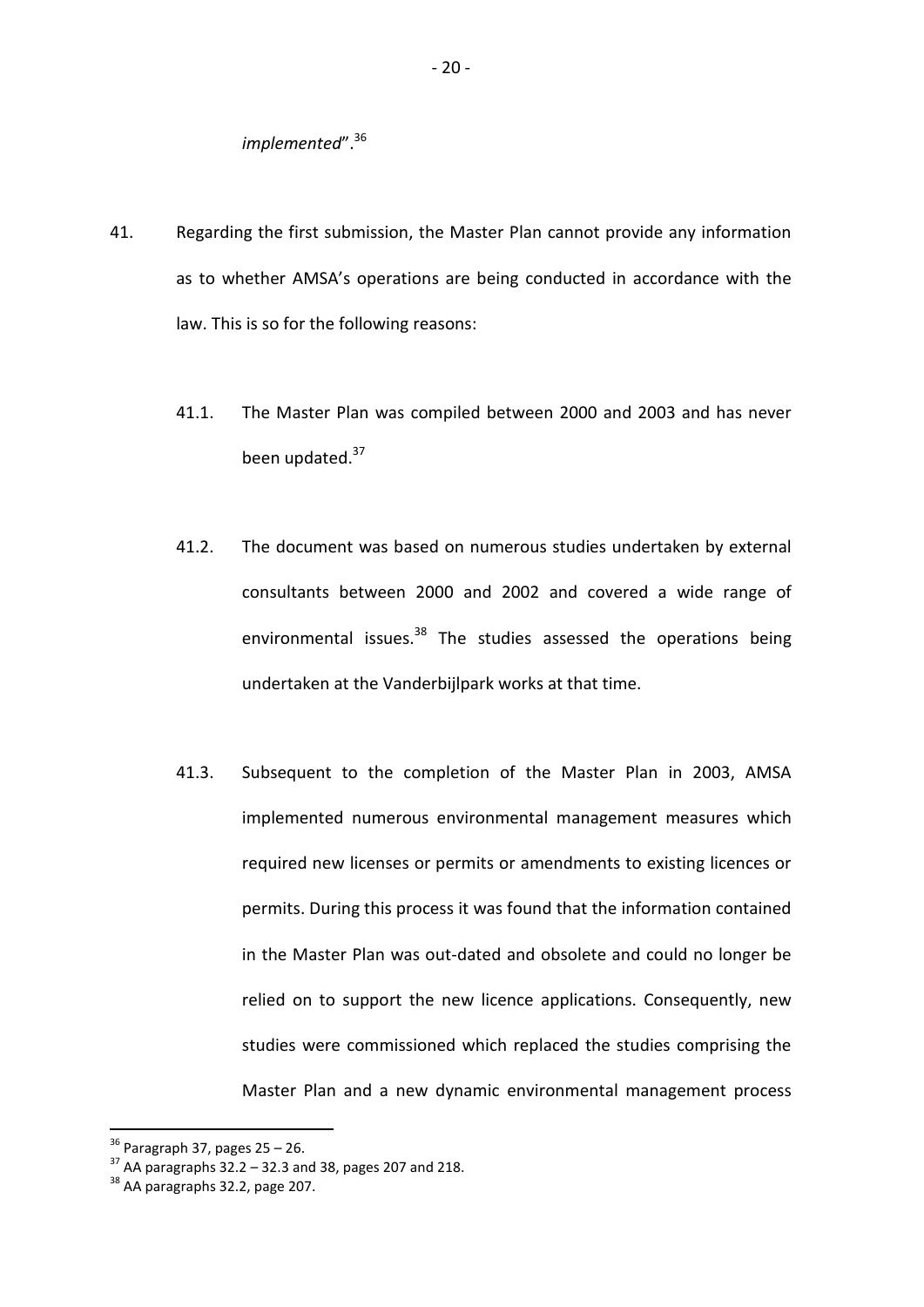*implemented*".[36]

41. Regarding the first submission, the Master Plan cannot provide any information as to whether AMSA's operations are being conducted in accordance with the law. This is so for the following reasons:

   41.1. The Master Plan was compiled between 2000 and 2003 and has never been updated.[37]

   41.2. The document was based on numerous studies undertaken by external consultants between 2000 and 2002 and covered a wide range of environmental issues.[38] The studies assessed the operations being undertaken at the Vanderbijlpark works at that time.

   41.3. Subsequent to the completion of the Master Plan in 2003, AMSA implemented numerous environmental management measures which required new licenses or permits or amendments to existing licences or permits. During this process it was found that the information contained in the Master Plan was out-dated and obsolete and could no longer be relied on to support the new licence applications. Consequently, new studies were commissioned which replaced the studies comprising the Master Plan and a new dynamic environmental management process

---

[36] Paragraph 37, pages 25 – 26.

[37] AA paragraphs 32.2 – 32.3 and 38, pages 207 and 218.

[38] AA paragraphs 32.2, page 207.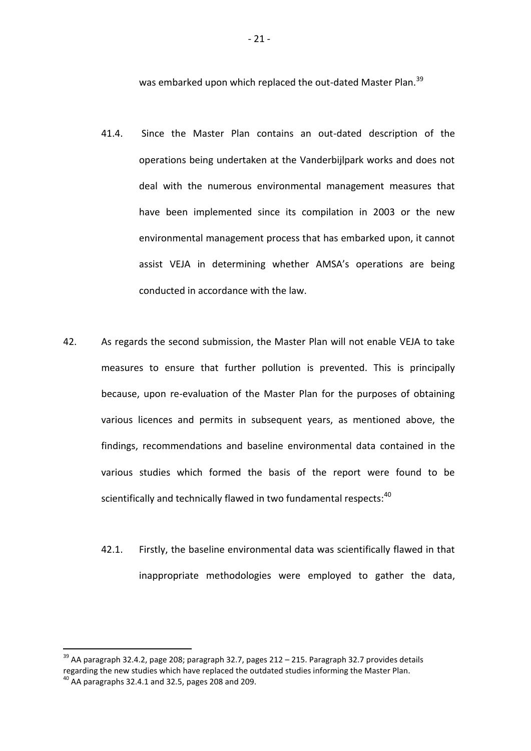was embarked upon which replaced the out-dated Master Plan.[39]

41.4. Since the Master Plan contains an out-dated description of the operations being undertaken at the Vanderbijlpark works and does not deal with the numerous environmental management measures that have been implemented since its compilation in 2003 or the new environmental management process that has embarked upon, it cannot assist VEJA in determining whether AMSA's operations are being conducted in accordance with the law.

42. As regards the second submission, the Master Plan will not enable VEJA to take measures to ensure that further pollution is prevented. This is principally because, upon re-evaluation of the Master Plan for the purposes of obtaining various licences and permits in subsequent years, as mentioned above, the findings, recommendations and baseline environmental data contained in the various studies which formed the basis of the report were found to be scientifically and technically flawed in two fundamental respects:[40]

42.1. Firstly, the baseline environmental data was scientifically flawed in that inappropriate methodologies were employed to gather the data,

[39] AA paragraph 32.4.2, page 208; paragraph 32.7, pages 212 – 215. Paragraph 32.7 provides details regarding the new studies which have replaced the outdated studies informing the Master Plan.

[40] AA paragraphs 32.4.1 and 32.5, pages 208 and 209.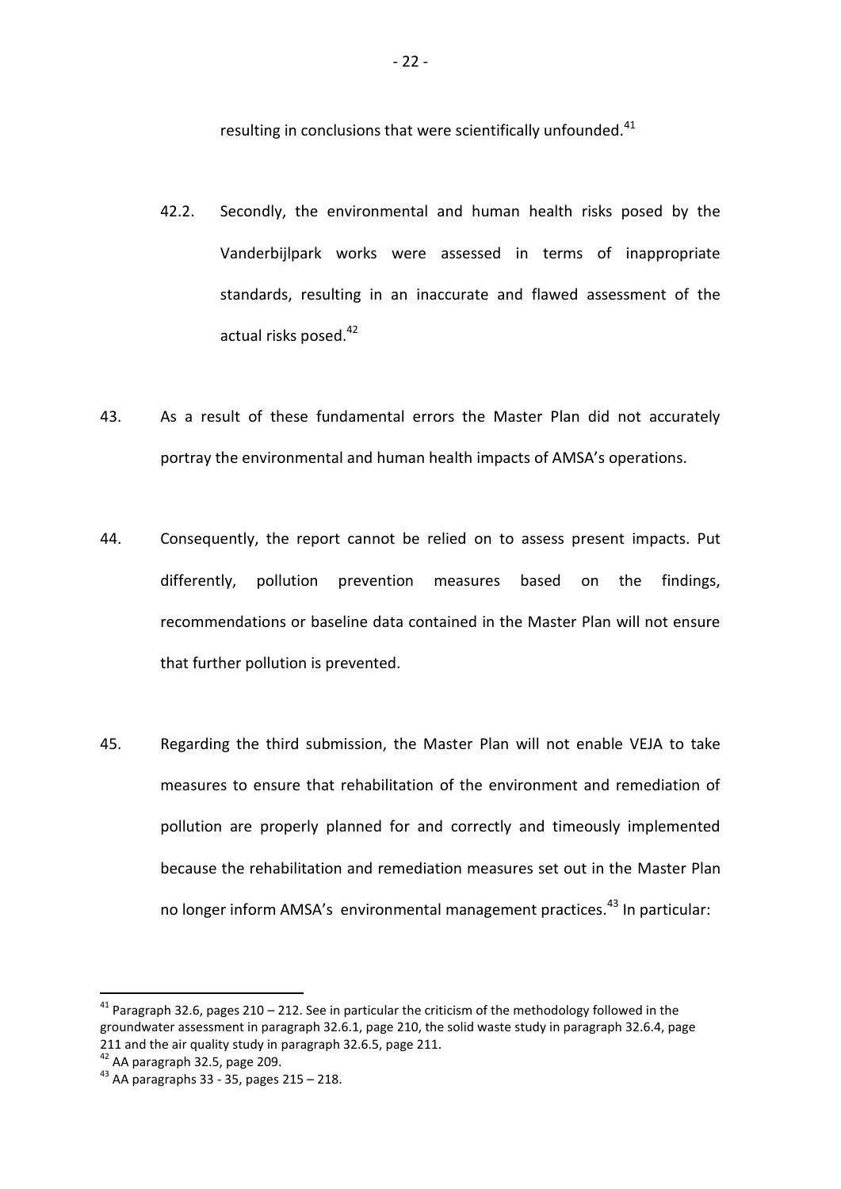resulting in conclusions that were scientifically unfounded.[41]

42.2. Secondly, the environmental and human health risks posed by the Vanderbijlpark works were assessed in terms of inappropriate standards, resulting in an inaccurate and flawed assessment of the actual risks posed.[42]

43. As a result of these fundamental errors the Master Plan did not accurately portray the environmental and human health impacts of AMSA's operations.

44. Consequently, the report cannot be relied on to assess present impacts. Put differently, pollution prevention measures based on the findings, recommendations or baseline data contained in the Master Plan will not ensure that further pollution is prevented.

45. Regarding the third submission, the Master Plan will not enable VEJA to take measures to ensure that rehabilitation of the environment and remediation of pollution are properly planned for and correctly and timeously implemented because the rehabilitation and remediation measures set out in the Master Plan no longer inform AMSA's environmental management practices.[43] In particular:

---

[41] Paragraph 32.6, pages 210 – 212. See in particular the criticism of the methodology followed in the groundwater assessment in paragraph 32.6.1, page 210, the solid waste study in paragraph 32.6.4, page 211 and the air quality study in paragraph 32.6.5, page 211.

[42] AA paragraph 32.5, page 209.

[43] AA paragraphs 33 - 35, pages 215 – 218.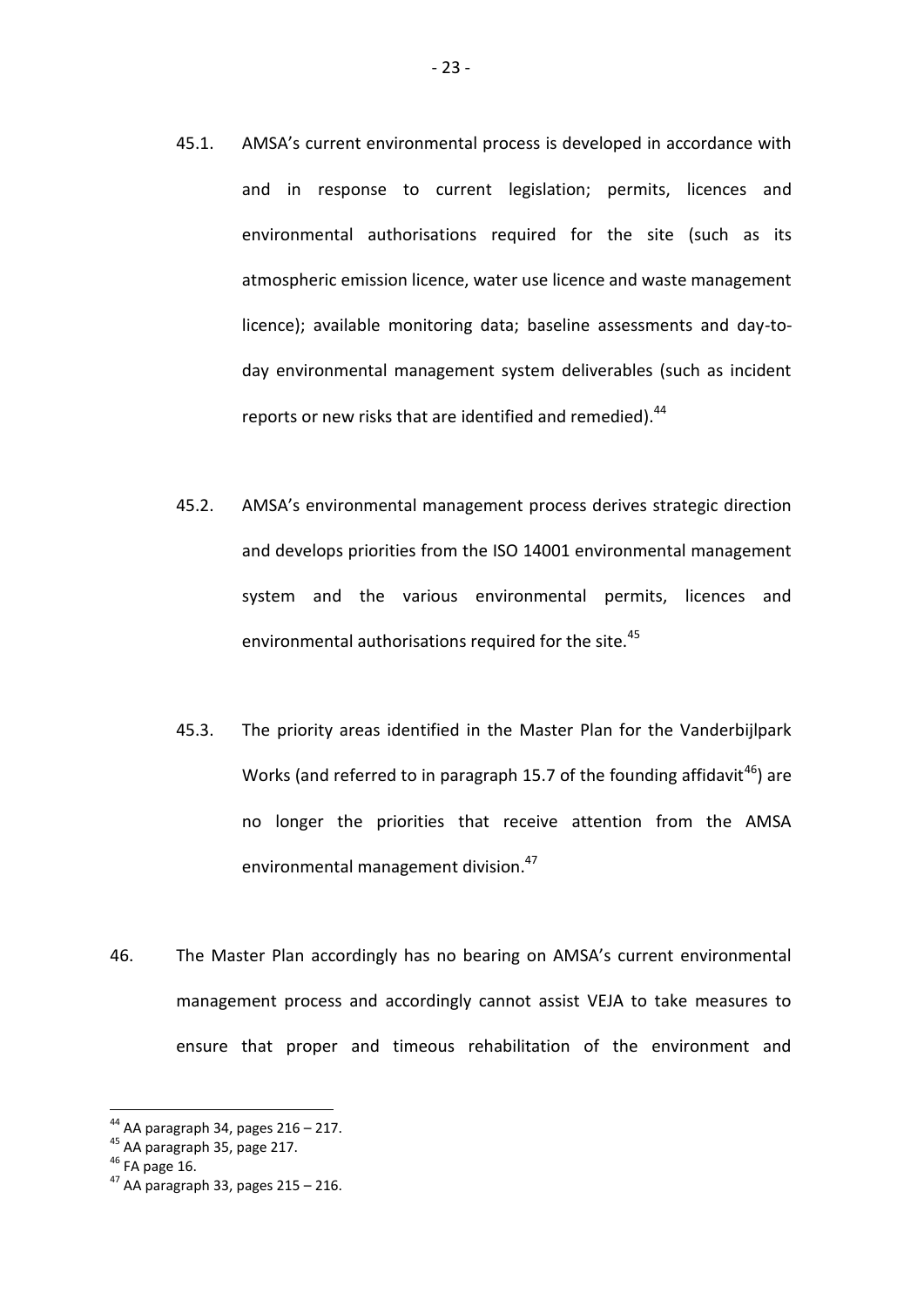45.1. AMSA's current environmental process is developed in accordance with and in response to current legislation; permits, licences and environmental authorisations required for the site (such as its atmospheric emission licence, water use licence and waste management licence); available monitoring data; baseline assessments and day-to-day environmental management system deliverables (such as incident reports or new risks that are identified and remedied).[44]

45.2. AMSA's environmental management process derives strategic direction and develops priorities from the ISO 14001 environmental management system and the various environmental permits, licences and environmental authorisations required for the site.[45]

45.3. The priority areas identified in the Master Plan for the Vanderbijlpark Works (and referred to in paragraph 15.7 of the founding affidavit[46]) are no longer the priorities that receive attention from the AMSA environmental management division.[47]

46. The Master Plan accordingly has no bearing on AMSA's current environmental management process and accordingly cannot assist VEJA to take measures to ensure that proper and timeous rehabilitation of the environment and

---

[44] AA paragraph 34, pages 216 – 217.

[45] AA paragraph 35, page 217.

[46] FA page 16.

[47] AA paragraph 33, pages 215 – 216.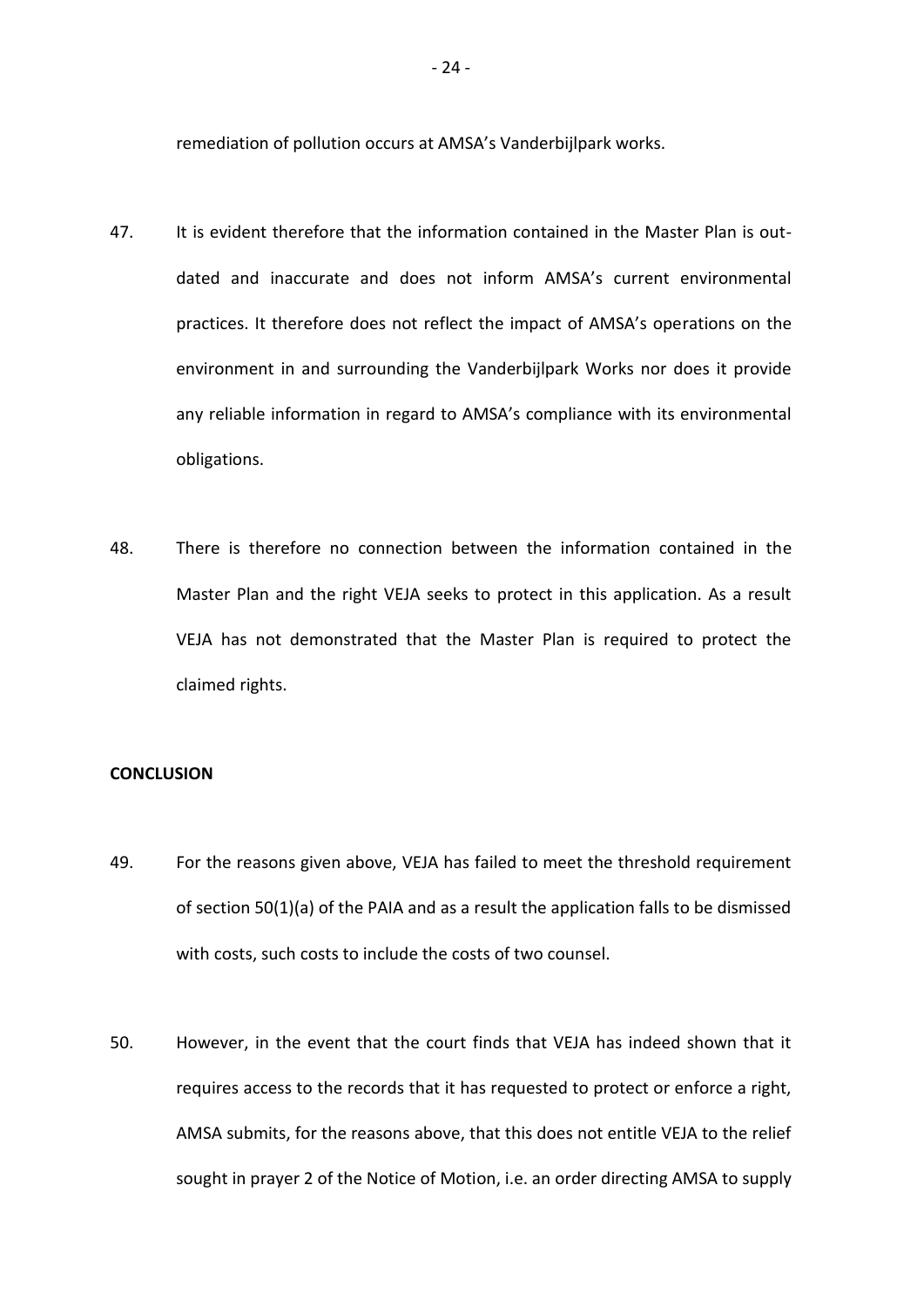remediation of pollution occurs at AMSA's Vanderbijlpark works.

47. It is evident therefore that the information contained in the Master Plan is out-dated and inaccurate and does not inform AMSA's current environmental practices. It therefore does not reflect the impact of AMSA's operations on the environment in and surrounding the Vanderbijlpark Works nor does it provide any reliable information in regard to AMSA's compliance with its environmental obligations.

48. There is therefore no connection between the information contained in the Master Plan and the right VEJA seeks to protect in this application. As a result VEJA has not demonstrated that the Master Plan is required to protect the claimed rights.

**CONCLUSION**

49. For the reasons given above, VEJA has failed to meet the threshold requirement of section 50(1)(a) of the PAIA and as a result the application falls to be dismissed with costs, such costs to include the costs of two counsel.

50. However, in the event that the court finds that VEJA has indeed shown that it requires access to the records that it has requested to protect or enforce a right, AMSA submits, for the reasons above, that this does not entitle VEJA to the relief sought in prayer 2 of the Notice of Motion, i.e. an order directing AMSA to supply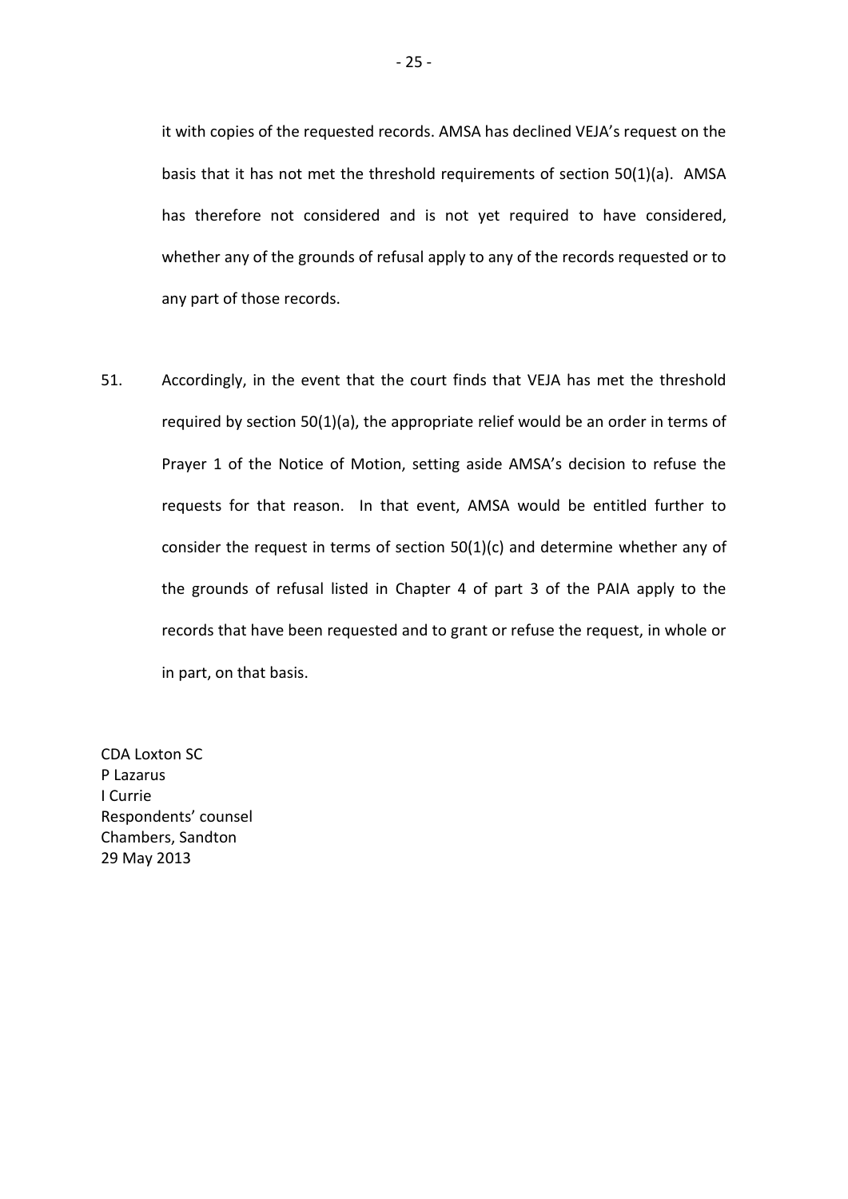it with copies of the requested records. AMSA has declined VEJA's request on the basis that it has not met the threshold requirements of section 50(1)(a). AMSA has therefore not considered and is not yet required to have considered, whether any of the grounds of refusal apply to any of the records requested or to any part of those records.

51. Accordingly, in the event that the court finds that VEJA has met the threshold required by section 50(1)(a), the appropriate relief would be an order in terms of Prayer 1 of the Notice of Motion, setting aside AMSA's decision to refuse the requests for that reason. In that event, AMSA would be entitled further to consider the request in terms of section 50(1)(c) and determine whether any of the grounds of refusal listed in Chapter 4 of part 3 of the PAIA apply to the records that have been requested and to grant or refuse the request, in whole or in part, on that basis.

CDA Loxton SC
P Lazarus
I Currie
Respondents' counsel
Chambers, Sandton
29 May 2013